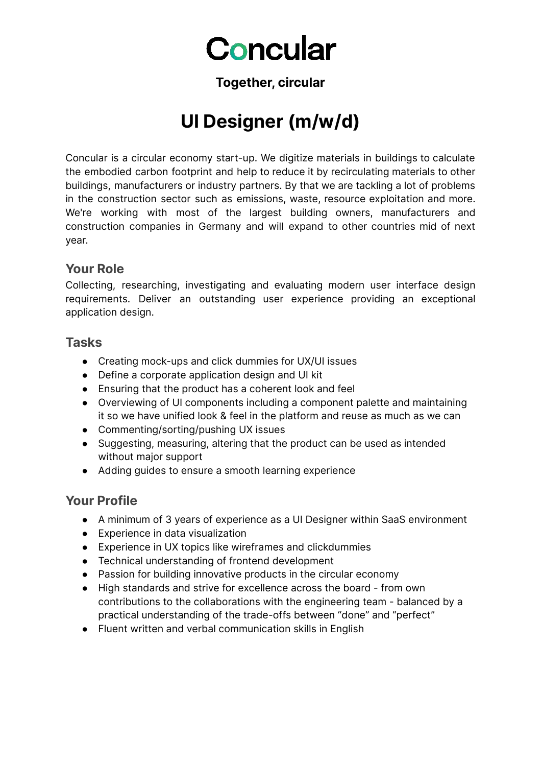# Concular

**Together, circular**

# UI Designer (m/w/d)

Concular is a circular economy start-up. We digitize materials in buildings to calculate the embodied carbon footprint and help to reduce it by recirculating materials to other buildings, manufacturers or industry partners. By that we are tackling a lot of problems in the construction sector such as emissions, waste, resource exploitation and more. We're working with most of the largest building owners, manufacturers and construction companies in Germany and will expand to other countries mid of next year.

## Your Role

Collecting, researching, investigating and evaluating modern user interface design requirements. Deliver an outstanding user experience providing an exceptional application design.

## Tasks

- Creating mock-ups and click dummies for UX/UI issues
- Define a corporate application design and UI kit
- Ensuring that the product has a coherent look and feel
- Overviewing of UI components including a component palette and maintaining it so we have unified look & feel in the platform and reuse as much as we can
- Commenting/sorting/pushing UX issues
- Suggesting, measuring, altering that the product can be used as intended without major support
- Adding guides to ensure a smooth learning experience

## Your Profile

- A minimum of 3 years of experience as a UI Designer within SaaS environment
- Experience in data visualization
- Experience in UX topics like wireframes and clickdummies
- Technical understanding of frontend development
- Passion for building innovative products in the circular economy
- High standards and strive for excellence across the board - from own contributions to the collaborations with the engineering team - balanced by a practical understanding of the trade-offs between “done” and “perfect”
- Fluent written and verbal communication skills in English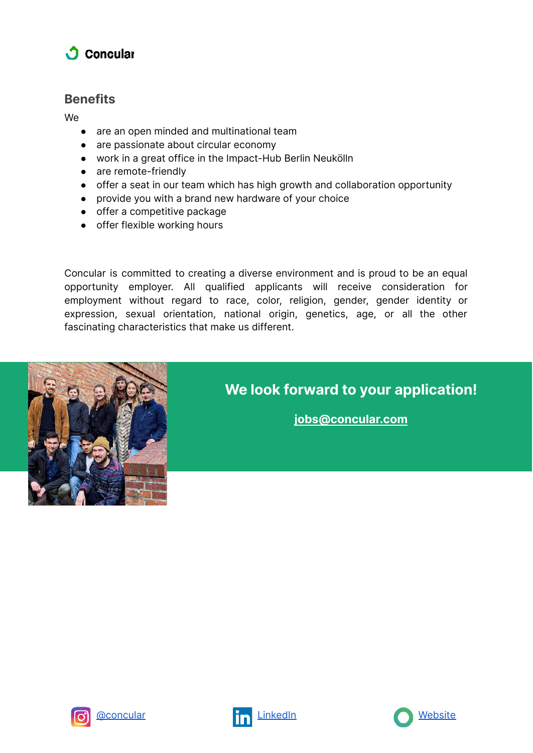Concular

## Benefits

We

- are an open minded and multinational team
- are passionate about circular economy
- work in a great office in the Impact-Hub Berlin Neukölln
- are remote-friendly
- offer a seat in our team which has high growth and collaboration opportunity
- provide you with a brand new hardware of your choice
- offer a competitive package
- offer flexible working hours

Concular is committed to creating a diverse environment and is proud to be an equal opportunity employer. All qualified applicants will receive consideration for employment without regard to race, color, religion, gender, gender identity or expression, sexual orientation, national origin, genetics, age, or all the other fascinating characteristics that make us different.

**We look forward to your application!**

**jobs@concular.com**

@concular LinkedIn Website